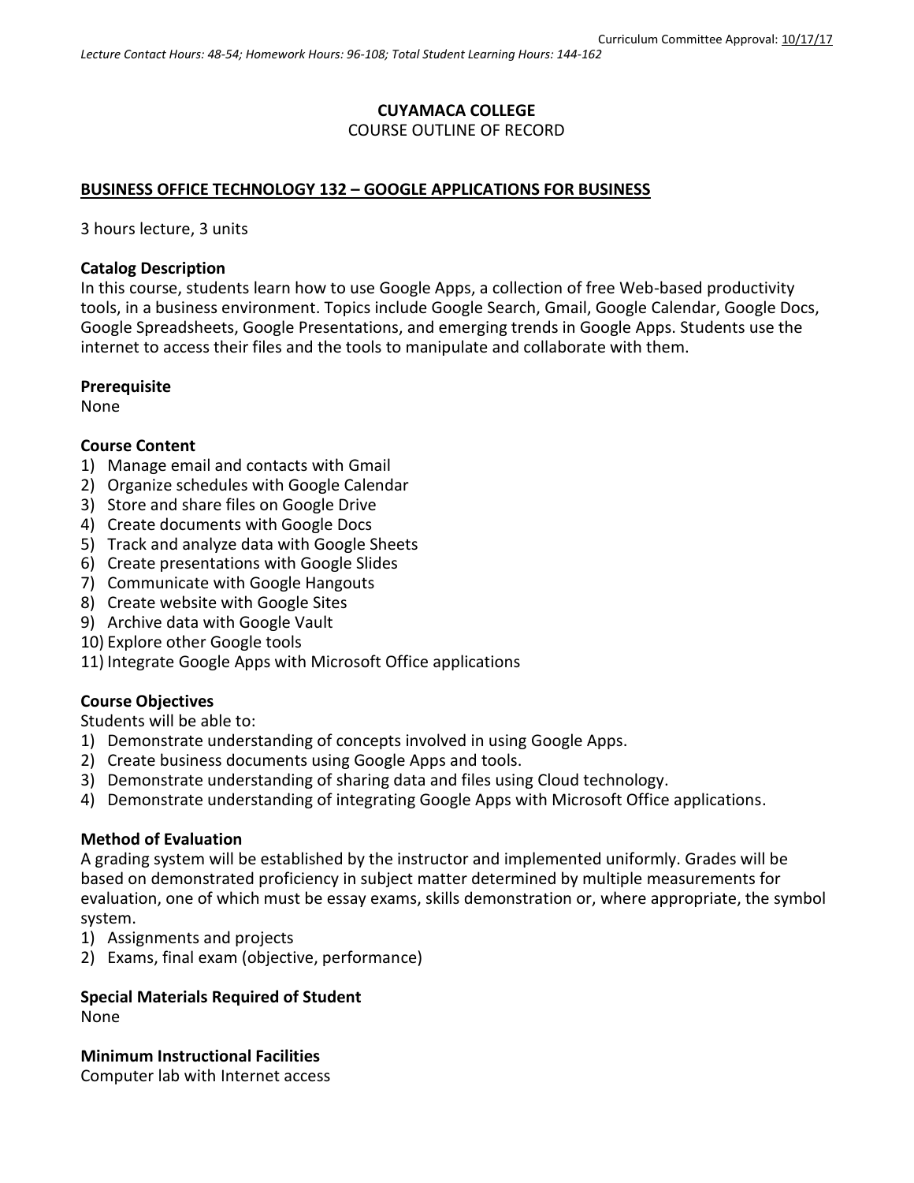Curriculum Committee Approval: 10/17/17

*Lecture Contact Hours: 48-54; Homework Hours: 96-108; Total Student Learning Hours: 144-162*

**CUYAMACA COLLEGE**
COURSE OUTLINE OF RECORD

**BUSINESS OFFICE TECHNOLOGY 132 – GOOGLE APPLICATIONS FOR BUSINESS**

3 hours lecture, 3 units

**Catalog Description**
In this course, students learn how to use Google Apps, a collection of free Web-based productivity tools, in a business environment. Topics include Google Search, Gmail, Google Calendar, Google Docs, Google Spreadsheets, Google Presentations, and emerging trends in Google Apps. Students use the internet to access their files and the tools to manipulate and collaborate with them.

**Prerequisite**
None

**Course Content**
1) Manage email and contacts with Gmail
2) Organize schedules with Google Calendar
3) Store and share files on Google Drive
4) Create documents with Google Docs
5) Track and analyze data with Google Sheets
6) Create presentations with Google Slides
7) Communicate with Google Hangouts
8) Create website with Google Sites
9) Archive data with Google Vault
10) Explore other Google tools
11) Integrate Google Apps with Microsoft Office applications

**Course Objectives**
Students will be able to:
1) Demonstrate understanding of concepts involved in using Google Apps.
2) Create business documents using Google Apps and tools.
3) Demonstrate understanding of sharing data and files using Cloud technology.
4) Demonstrate understanding of integrating Google Apps with Microsoft Office applications.

**Method of Evaluation**
A grading system will be established by the instructor and implemented uniformly. Grades will be based on demonstrated proficiency in subject matter determined by multiple measurements for evaluation, one of which must be essay exams, skills demonstration or, where appropriate, the symbol system.
1) Assignments and projects
2) Exams, final exam (objective, performance)

**Special Materials Required of Student**
None

**Minimum Instructional Facilities**
Computer lab with Internet access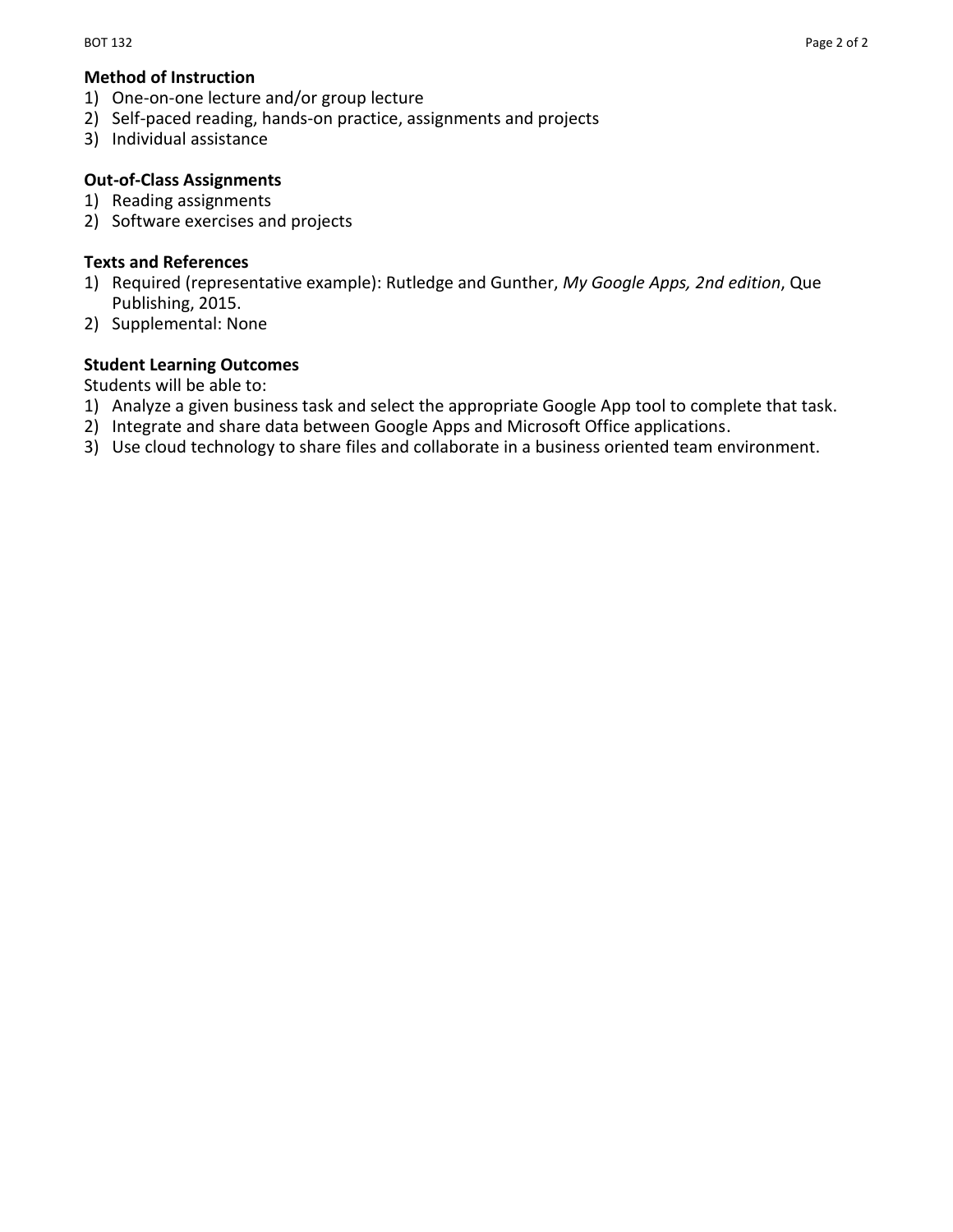**Method of Instruction**

1) One-on-one lecture and/or group lecture
2) Self-paced reading, hands-on practice, assignments and projects
3) Individual assistance

**Out-of-Class Assignments**

1) Reading assignments
2) Software exercises and projects

**Texts and References**

1) Required (representative example): Rutledge and Gunther, *My Google Apps, 2nd edition*, Que Publishing, 2015.
2) Supplemental: None

**Student Learning Outcomes**

Students will be able to:

1) Analyze a given business task and select the appropriate Google App tool to complete that task.
2) Integrate and share data between Google Apps and Microsoft Office applications.
3) Use cloud technology to share files and collaborate in a business oriented team environment.